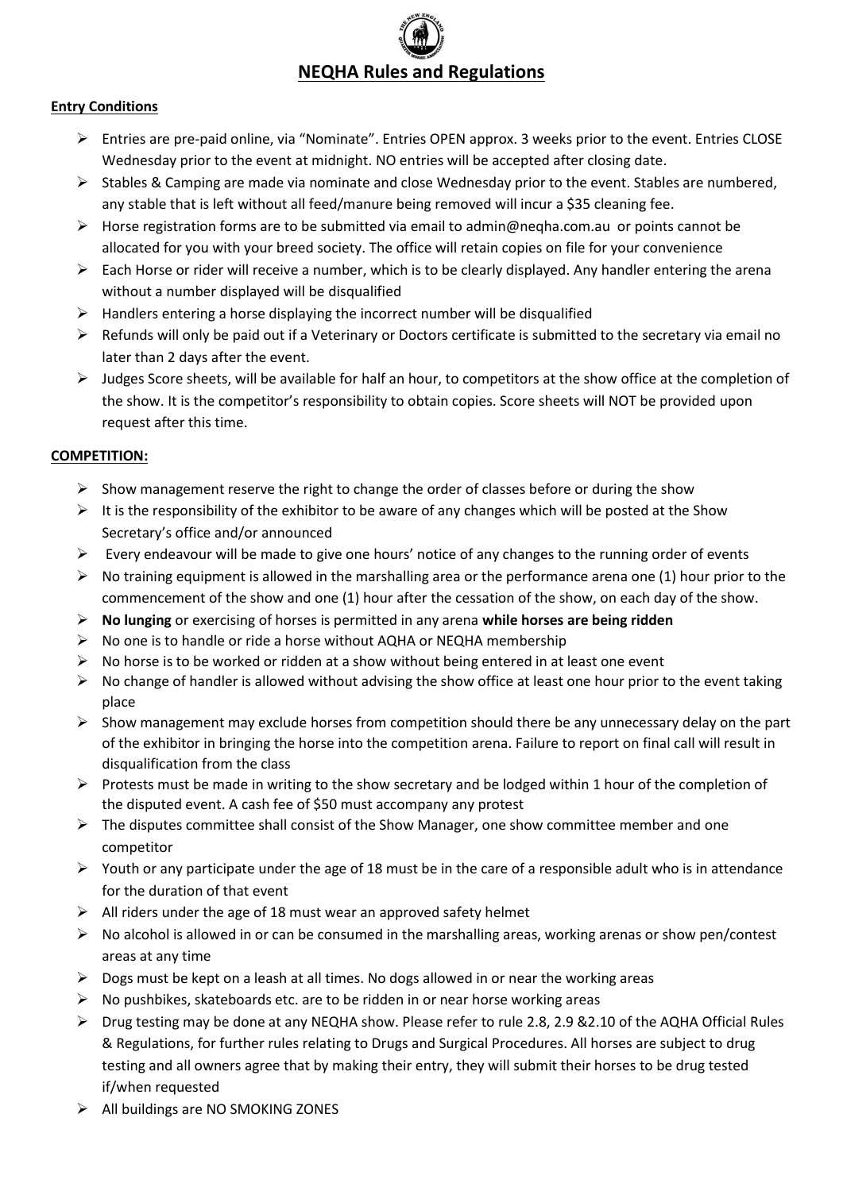# NEQHA Rules and Regulations

**Entry Conditions**

- Entries are pre-paid online, via "Nominate". Entries OPEN approx. 3 weeks prior to the event. Entries CLOSE Wednesday prior to the event at midnight. NO entries will be accepted after closing date.
- Stables & Camping are made via nominate and close Wednesday prior to the event. Stables are numbered, any stable that is left without all feed/manure being removed will incur a $35 cleaning fee.
- Horse registration forms are to be submitted via email to admin@neqha.com.au or points cannot be allocated for you with your breed society. The office will retain copies on file for your convenience
- Each Horse or rider will receive a number, which is to be clearly displayed. Any handler entering the arena without a number displayed will be disqualified
- Handlers entering a horse displaying the incorrect number will be disqualified
- Refunds will only be paid out if a Veterinary or Doctors certificate is submitted to the secretary via email no later than 2 days after the event.
- Judges Score sheets, will be available for half an hour, to competitors at the show office at the completion of the show. It is the competitor's responsibility to obtain copies. Score sheets will NOT be provided upon request after this time.

**COMPETITION:**

- Show management reserve the right to change the order of classes before or during the show
- It is the responsibility of the exhibitor to be aware of any changes which will be posted at the Show Secretary's office and/or announced
- Every endeavour will be made to give one hours' notice of any changes to the running order of events
- No training equipment is allowed in the marshalling area or the performance arena one (1) hour prior to the commencement of the show and one (1) hour after the cessation of the show, on each day of the show.
- **No lunging** or exercising of horses is permitted in any arena **while horses are being ridden**
- No one is to handle or ride a horse without AQHA or NEQHA membership
- No horse is to be worked or ridden at a show without being entered in at least one event
- No change of handler is allowed without advising the show office at least one hour prior to the event taking place
- Show management may exclude horses from competition should there be any unnecessary delay on the part of the exhibitor in bringing the horse into the competition arena. Failure to report on final call will result in disqualification from the class
- Protests must be made in writing to the show secretary and be lodged within 1 hour of the completion of the disputed event. A cash fee of $50 must accompany any protest
- The disputes committee shall consist of the Show Manager, one show committee member and one competitor
- Youth or any participate under the age of 18 must be in the care of a responsible adult who is in attendance for the duration of that event
- All riders under the age of 18 must wear an approved safety helmet
- No alcohol is allowed in or can be consumed in the marshalling areas, working arenas or show pen/contest areas at any time
- Dogs must be kept on a leash at all times. No dogs allowed in or near the working areas
- No pushbikes, skateboards etc. are to be ridden in or near horse working areas
- Drug testing may be done at any NEQHA show. Please refer to rule 2.8, 2.9 &2.10 of the AQHA Official Rules & Regulations, for further rules relating to Drugs and Surgical Procedures. All horses are subject to drug testing and all owners agree that by making their entry, they will submit their horses to be drug tested if/when requested
- All buildings are NO SMOKING ZONES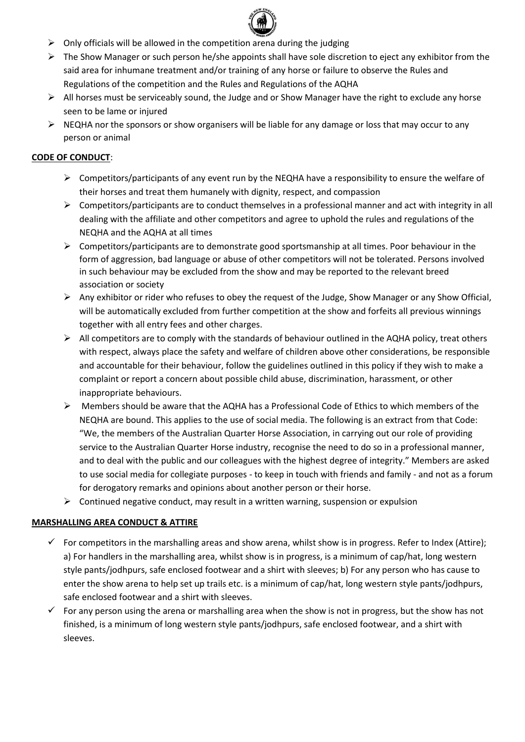- Only officials will be allowed in the competition arena during the judging
- The Show Manager or such person he/she appoints shall have sole discretion to eject any exhibitor from the said area for inhumane treatment and/or training of any horse or failure to observe the Rules and Regulations of the competition and the Rules and Regulations of the AQHA
- All horses must be serviceably sound, the Judge and or Show Manager have the right to exclude any horse seen to be lame or injured
- NEQHA nor the sponsors or show organisers will be liable for any damage or loss that may occur to any person or animal

**CODE OF CONDUCT**:

- Competitors/participants of any event run by the NEQHA have a responsibility to ensure the welfare of their horses and treat them humanely with dignity, respect, and compassion
- Competitors/participants are to conduct themselves in a professional manner and act with integrity in all dealing with the affiliate and other competitors and agree to uphold the rules and regulations of the NEQHA and the AQHA at all times
- Competitors/participants are to demonstrate good sportsmanship at all times. Poor behaviour in the form of aggression, bad language or abuse of other competitors will not be tolerated. Persons involved in such behaviour may be excluded from the show and may be reported to the relevant breed association or society
- Any exhibitor or rider who refuses to obey the request of the Judge, Show Manager or any Show Official, will be automatically excluded from further competition at the show and forfeits all previous winnings together with all entry fees and other charges.
- All competitors are to comply with the standards of behaviour outlined in the AQHA policy, treat others with respect, always place the safety and welfare of children above other considerations, be responsible and accountable for their behaviour, follow the guidelines outlined in this policy if they wish to make a complaint or report a concern about possible child abuse, discrimination, harassment, or other inappropriate behaviours.
- Members should be aware that the AQHA has a Professional Code of Ethics to which members of the NEQHA are bound. This applies to the use of social media. The following is an extract from that Code: "We, the members of the Australian Quarter Horse Association, in carrying out our role of providing service to the Australian Quarter Horse industry, recognise the need to do so in a professional manner, and to deal with the public and our colleagues with the highest degree of integrity." Members are asked to use social media for collegiate purposes - to keep in touch with friends and family - and not as a forum for derogatory remarks and opinions about another person or their horse.
- Continued negative conduct, may result in a written warning, suspension or expulsion

**MARSHALLING AREA CONDUCT & ATTIRE**

- ✓ For competitors in the marshalling areas and show arena, whilst show is in progress. Refer to Index (Attire); a) For handlers in the marshalling area, whilst show is in progress, is a minimum of cap/hat, long western style pants/jodhpurs, safe enclosed footwear and a shirt with sleeves; b) For any person who has cause to enter the show arena to help set up trails etc. is a minimum of cap/hat, long western style pants/jodhpurs, safe enclosed footwear and a shirt with sleeves.
- ✓ For any person using the arena or marshalling area when the show is not in progress, but the show has not finished, is a minimum of long western style pants/jodhpurs, safe enclosed footwear, and a shirt with sleeves.